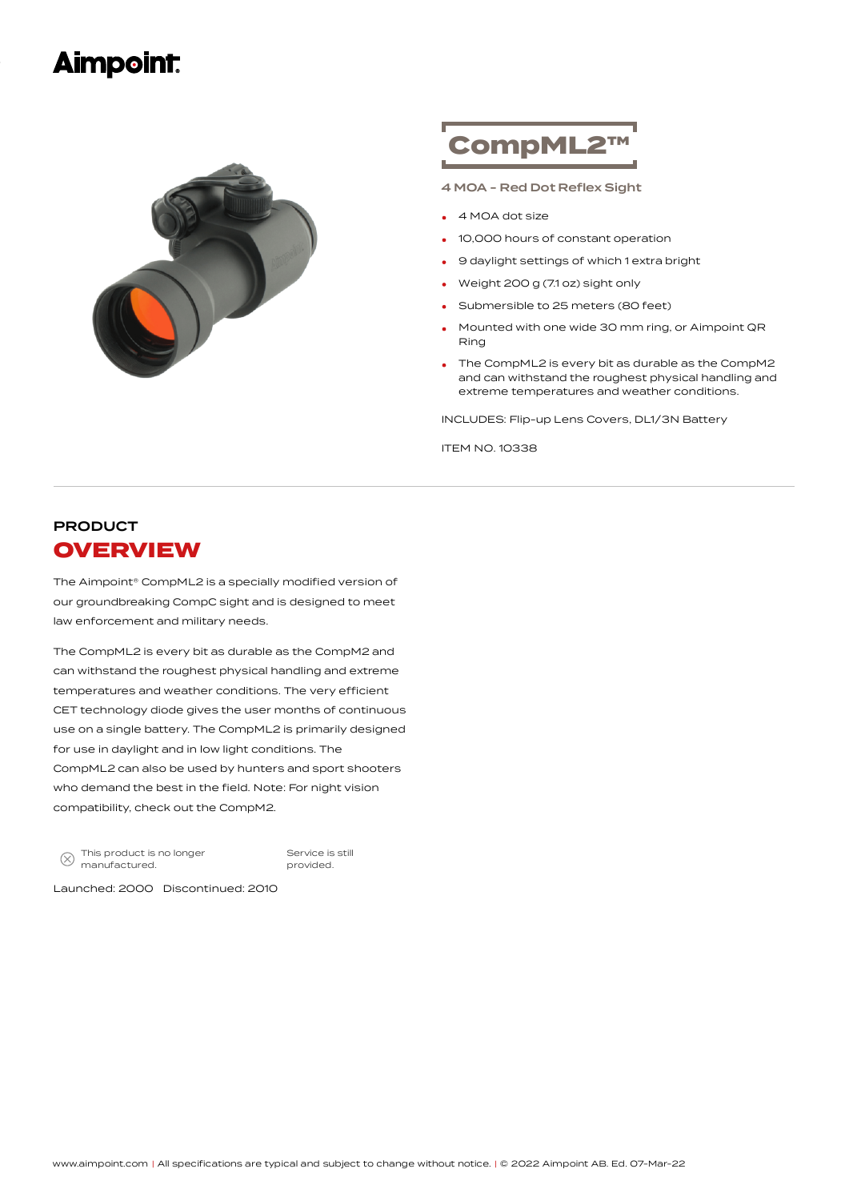# Aimpoint

## CompML2™

**4 MOA - Red Dot Reflex Sight**

- 4 MOA dot size
- 10,000 hours of constant operation
- 9 daylight settings of which 1 extra bright
- Weight 200 g (7.1 oz) sight only
- Submersible to 25 meters (80 feet)
- Mounted with one wide 30 mm ring, or Aimpoint QR Ring
- The CompML2 is every bit as durable as the CompM2 and can withstand the roughest physical handling and extreme temperatures and weather conditions.

INCLUDES: Flip-up Lens Covers, DL1/3N Battery

ITEM NO. 10338

---

## PRODUCT OVERVIEW

The Aimpoint® CompML2 is a specially modified version of our groundbreaking CompC sight and is designed to meet law enforcement and military needs.

The CompML2 is every bit as durable as the CompM2 and can withstand the roughest physical handling and extreme temperatures and weather conditions. The very efficient CET technology diode gives the user months of continuous use on a single battery. The CompML2 is primarily designed for use in daylight and in low light conditions. The CompML2 can also be used by hunters and sport shooters who demand the best in the field. Note: For night vision compatibility, check out the CompM2.

This product is no longer manufactured.

Service is still provided.

Launched: 2000 Discontinued: 2010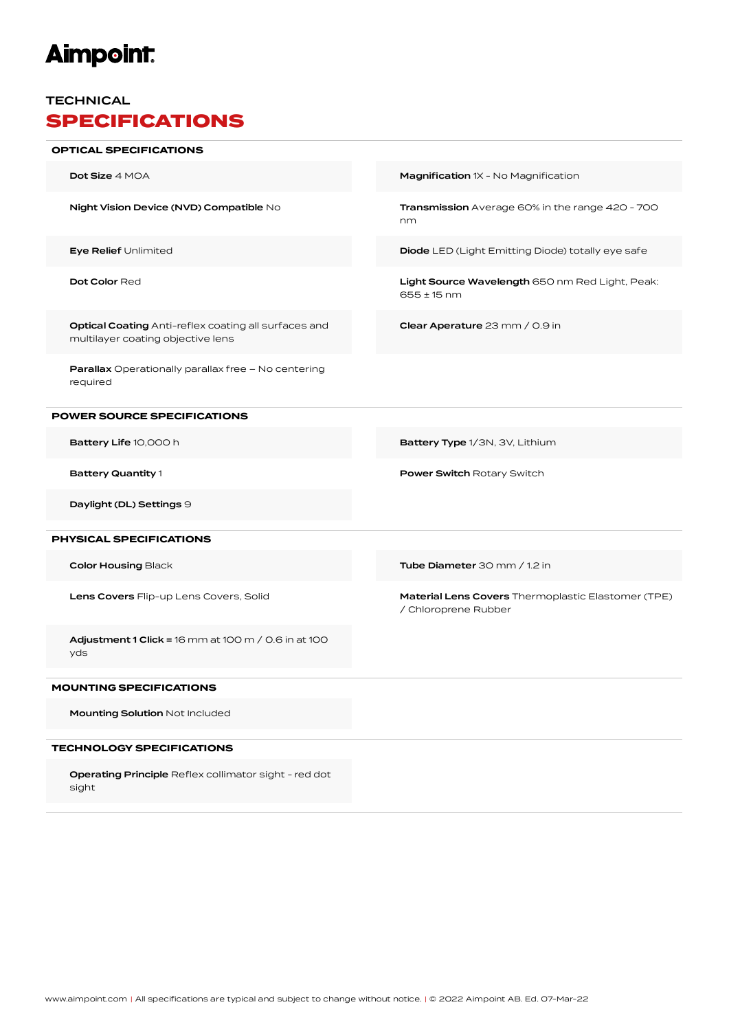Aimpoint

# TECHNICAL SPECIFICATIONS

## OPTICAL SPECIFICATIONS

**Dot Size** 4 MOA

**Magnification** 1X - No Magnification

**Night Vision Device (NVD) Compatible** No

**Transmission** Average 60% in the range 420 - 700 nm

**Eye Relief** Unlimited

**Diode** LED (Light Emitting Diode) totally eye safe

**Dot Color** Red

**Light Source Wavelength** 650 nm Red Light, Peak: 655 ± 15 nm

**Optical Coating** Anti-reflex coating all surfaces and multilayer coating objective lens

**Clear Aperature** 23 mm / 0.9 in

**Parallax** Operationally parallax free – No centering required

## POWER SOURCE SPECIFICATIONS

**Battery Life** 10,000 h

**Battery Type** 1/3N, 3V, Lithium

**Battery Quantity** 1

**Power Switch** Rotary Switch

**Daylight (DL) Settings** 9

## PHYSICAL SPECIFICATIONS

**Color Housing** Black

**Tube Diameter** 30 mm / 1.2 in

**Lens Covers** Flip-up Lens Covers, Solid

**Material Lens Covers** Thermoplastic Elastomer (TPE) / Chloroprene Rubber

**Adjustment 1 Click =** 16 mm at 100 m / 0.6 in at 100 yds

## MOUNTING SPECIFICATIONS

**Mounting Solution** Not Included

## TECHNOLOGY SPECIFICATIONS

**Operating Principle** Reflex collimator sight - red dot sight

www.aimpoint.com | All specifications are typical and subject to change without notice. | © 2022 Aimpoint AB. Ed. 07-Mar-22